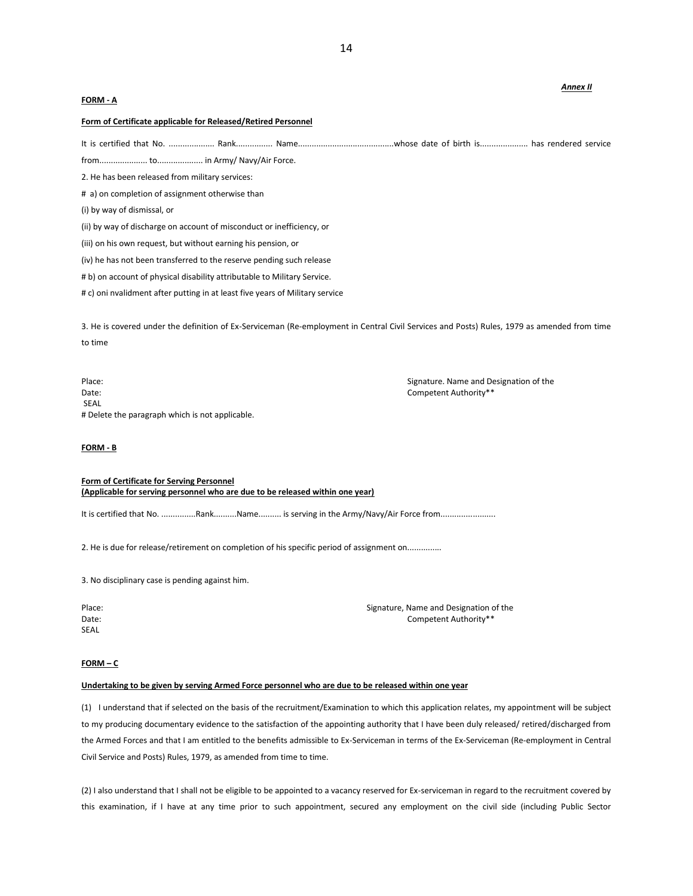*Annex II*

**FORM - A**

**Form of Certificate applicable for Released/Retired Personnel**

It is certified that No. .................... Rank................ Name..........................................whose date of birth is.................... has rendered service from.................... to................... in Army/ Navy/Air Force.

2. He has been released from military services:

# a) on completion of assignment otherwise than

(i) by way of dismissal, or

(ii) by way of discharge on account of misconduct or inefficiency, or

(iii) on his own request, but without earning his pension, or

(iv) he has not been transferred to the reserve pending such release

# b) on account of physical disability attributable to Military Service.

# c) oni nvalidment after putting in at least five years of Military service

3. He is covered under the definition of Ex-Serviceman (Re-employment in Central Civil Services and Posts) Rules, 1979 as amended from time to time

Place:
Date:
SEAL

Signature. Name and Designation of the Competent Authority**

# Delete the paragraph which is not applicable.

**FORM - B**

**Form of Certificate for Serving Personnel**
**(Applicable for serving personnel who are due to be released within one year)**

It is certified that No. ...............Rank..........Name.......... is serving in the Army/Navy/Air Force from........................

2. He is due for release/retirement on completion of his specific period of assignment on..............

3. No disciplinary case is pending against him.

Place:
Date:
SEAL

Signature, Name and Designation of the Competent Authority**

**FORM – C**

**Undertaking to be given by serving Armed Force personnel who are due to be released within one year**

(1) I understand that if selected on the basis of the recruitment/Examination to which this application relates, my appointment will be subject to my producing documentary evidence to the satisfaction of the appointing authority that I have been duly released/ retired/discharged from the Armed Forces and that I am entitled to the benefits admissible to Ex-Serviceman in terms of the Ex-Serviceman (Re-employment in Central Civil Service and Posts) Rules, 1979, as amended from time to time.

(2) I also understand that I shall not be eligible to be appointed to a vacancy reserved for Ex-serviceman in regard to the recruitment covered by this examination, if I have at any time prior to such appointment, secured any employment on the civil side (including Public Sector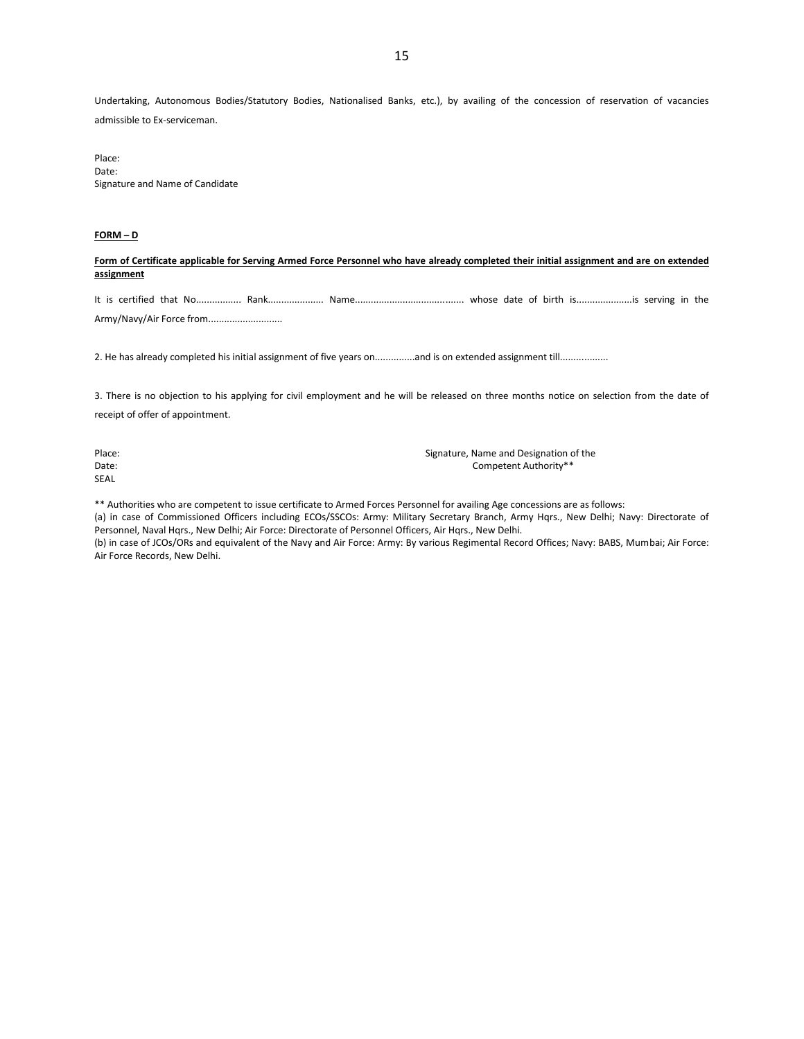Undertaking, Autonomous Bodies/Statutory Bodies, Nationalised Banks, etc.), by availing of the concession of reservation of vacancies admissible to Ex-serviceman.

Place:
Date:
Signature and Name of Candidate

**FORM – D**

**Form of Certificate applicable for Serving Armed Force Personnel who have already completed their initial assignment and are on extended assignment**

It is certified that No................ Rank.................... Name......................................... whose date of birth is....................is serving in the Army/Navy/Air Force from...........................

2. He has already completed his initial assignment of five years on...............and is on extended assignment till.................

3. There is no objection to his applying for civil employment and he will be released on three months notice on selection from the date of receipt of offer of appointment.

Place:
Date:
SEAL

Signature, Name and Designation of the
Competent Authority**

** Authorities who are competent to issue certificate to Armed Forces Personnel for availing Age concessions are as follows:
(a) in case of Commissioned Officers including ECOs/SSCOs: Army: Military Secretary Branch, Army Hqrs., New Delhi; Navy: Directorate of Personnel, Naval Hqrs., New Delhi; Air Force: Directorate of Personnel Officers, Air Hqrs., New Delhi.
(b) in case of JCOs/ORs and equivalent of the Navy and Air Force: Army: By various Regimental Record Offices; Navy: BABS, Mumbai; Air Force: Air Force Records, New Delhi.